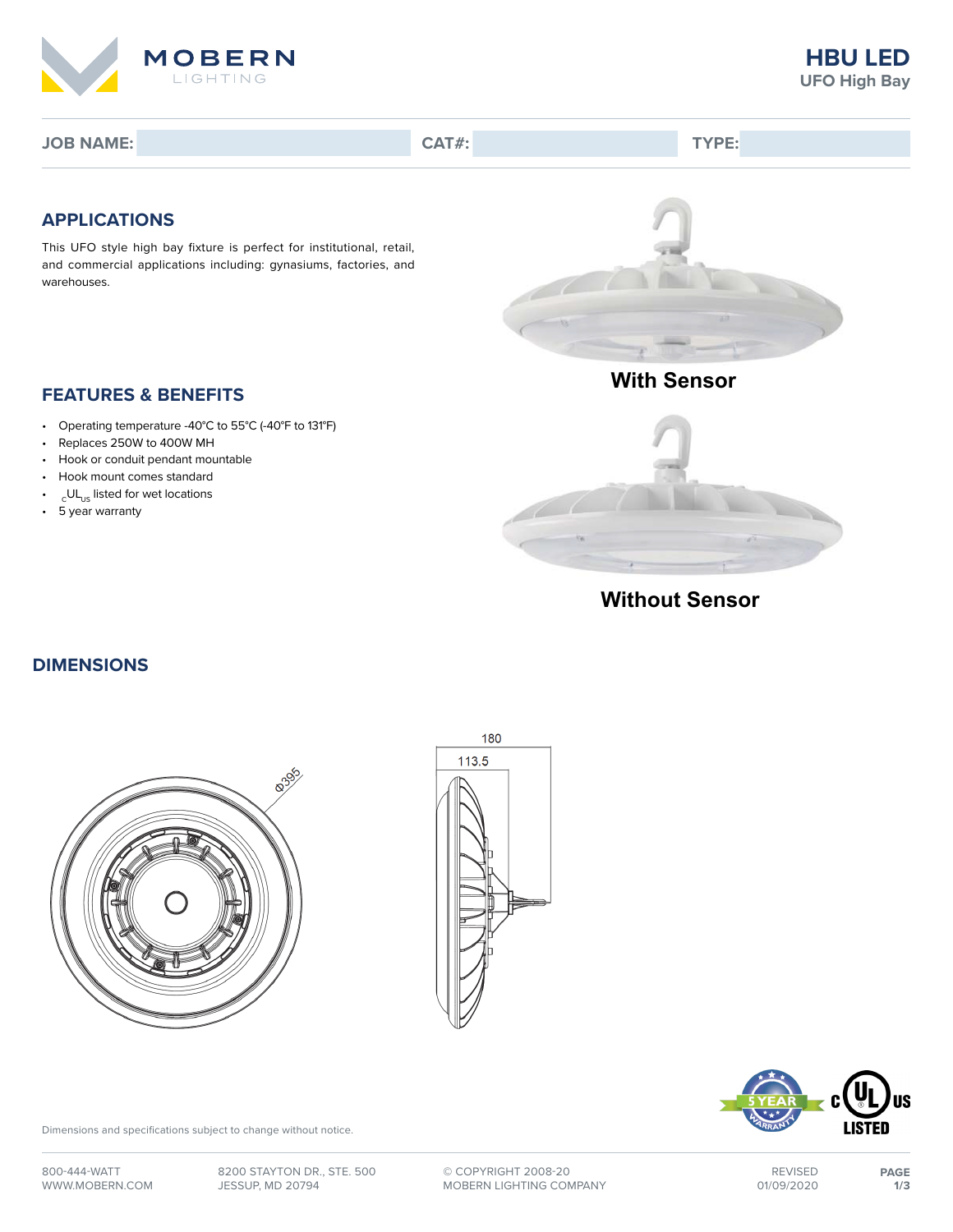MOBERN LIGHTING

# HBU LED

UFO High Bay

**JOB NAME:** **CAT#:** **TYPE:**

## APPLICATIONS

This UFO style high bay fixture is perfect for institutional, retail, and commercial applications including: gynasiums, factories, and warehouses.

With Sensor

Without Sensor

## FEATURES & BENEFITS

- Operating temperature -40°C to 55°C (-40°F to 131°F)
- Replaces 250W to 400W MH
- Hook or conduit pendant mountable
- Hook mount comes standard
- $_{C}UL_{US}$ listed for wet locations
- 5 year warranty

## DIMENSIONS

Φ395

180

113.5

Dimensions and specifications subject to change without notice.

800-444-WATT
WWW.MOBERN.COM

8200 STAYTON DR., STE. 500
JESSUP, MD 20794

© COPYRIGHT 2008-20
MOBERN LIGHTING COMPANY

REVISED
01/09/2020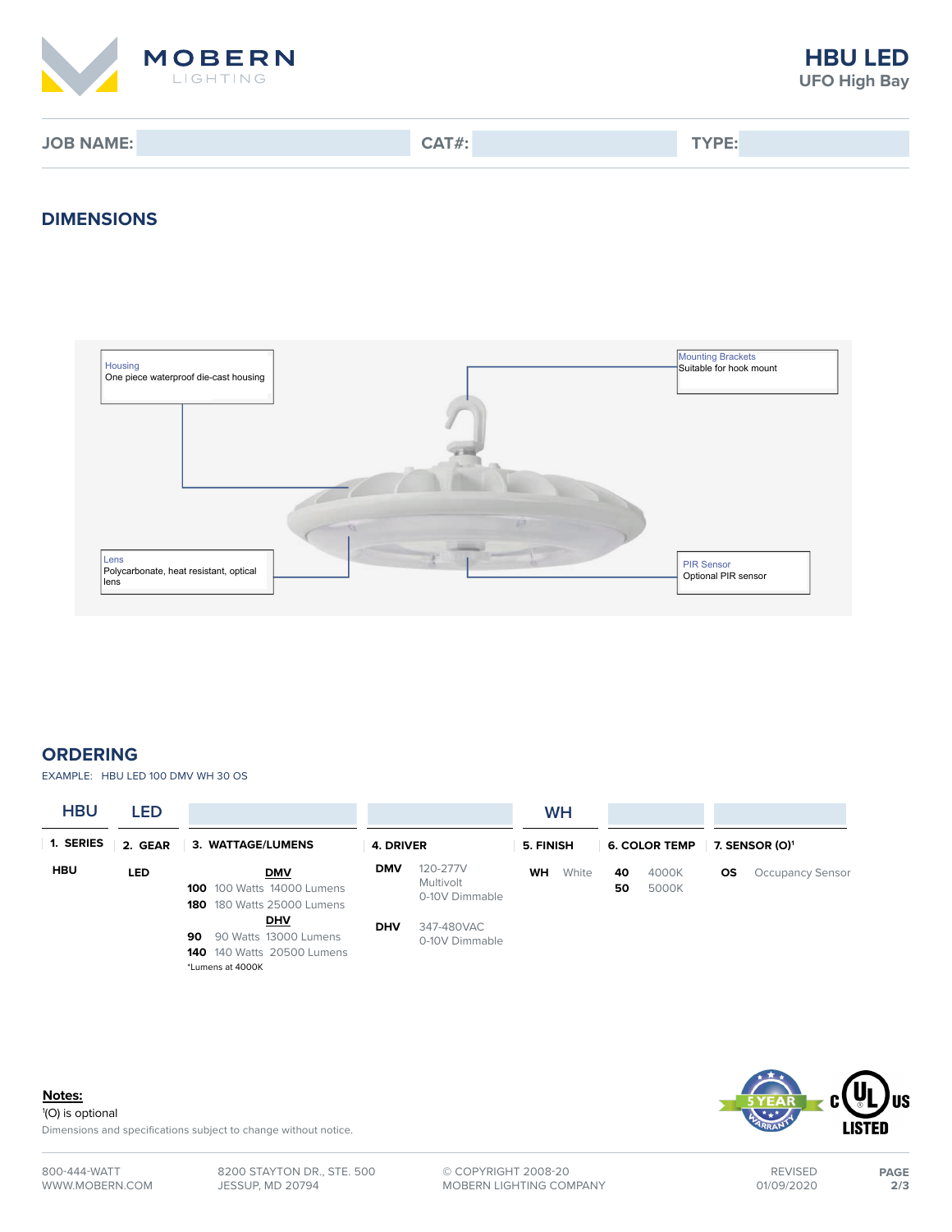**JOB NAME:** | **CAT#:** | **TYPE:**

## DIMENSIONS

Housing
One piece waterproof die-cast housing

Mounting Brackets
Suitable for hook mount

Lens
Polycarbonate, heat resistant, optical lens

PIR Sensor
Optional PIR sensor

## ORDERING

EXAMPLE: HBU LED 100 DMV WH 30 OS

| HBU | LED | | | WH | | |
|---|---|---|---|---|---|---|
| **1. SERIES** | **2. GEAR** | **3. WATTAGE/LUMENS** | **4. DRIVER** | **5. FINISH** | **6. COLOR TEMP** | **7. SENSOR (O)[1]** |
| **HBU** | **LED** | **DMV**<br>**100** 100 Watts 14000 Lumens<br>**180** 180 Watts 25000 Lumens<br>**DHV**<br>**90** 90 Watts 13000 Lumens<br>**140** 140 Watts 20500 Lumens<br>*Lumens at 4000K | **DMV** 120-277V Multivolt 0-10V Dimmable<br>**DHV** 347-480VAC 0-10V Dimmable | **WH** White | **40** 4000K<br>**50** 5000K | **OS** Occupancy Sensor |

**Notes:**

[1](O) is optional

Dimensions and specifications subject to change without notice.

800-444-WATT
WWW.MOBERN.COM

8200 STAYTON DR., STE. 500
JESSUP, MD 20794

© COPYRIGHT 2008-20
MOBERN LIGHTING COMPANY

REVISED
01/09/2020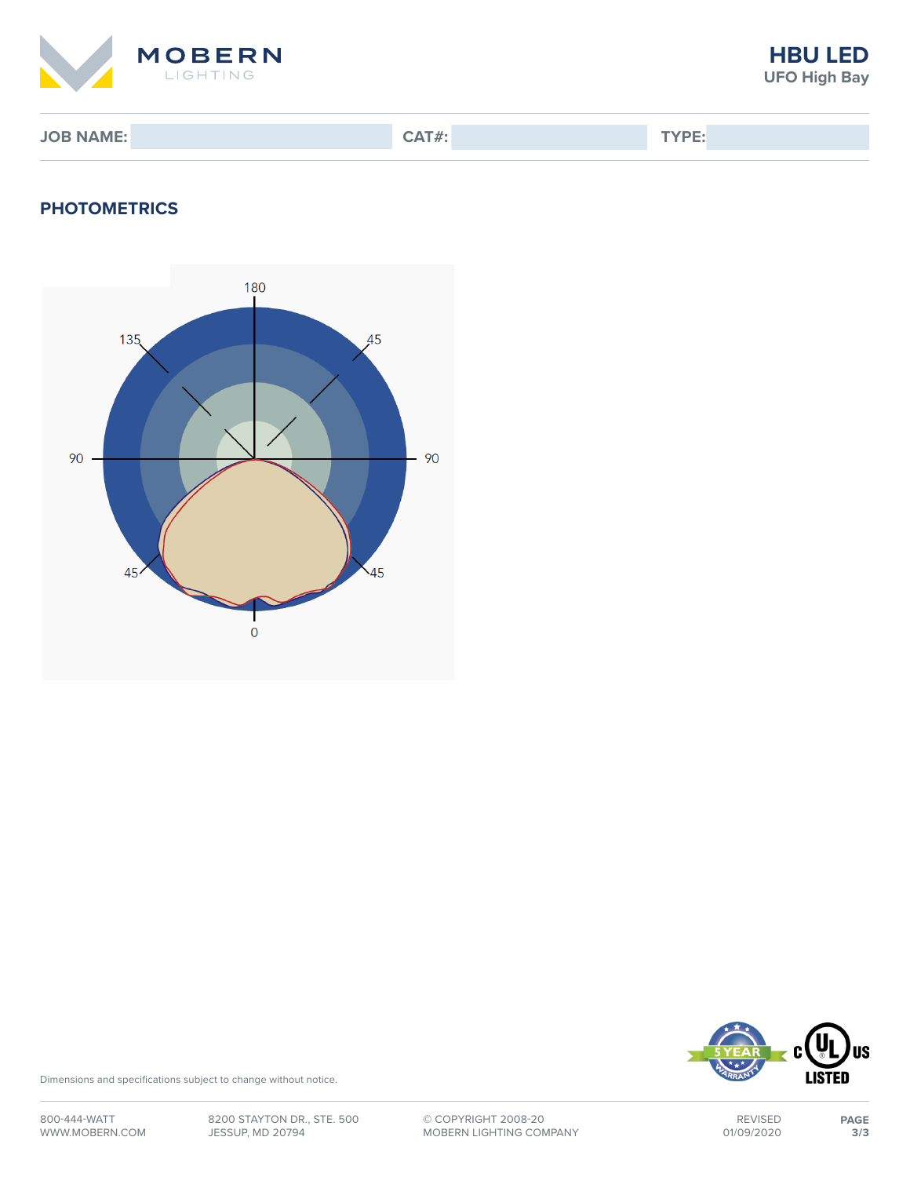## PHOTOMETRICS

180

135

45

90

90

45

45

0

Dimensions and specifications subject to change without notice.